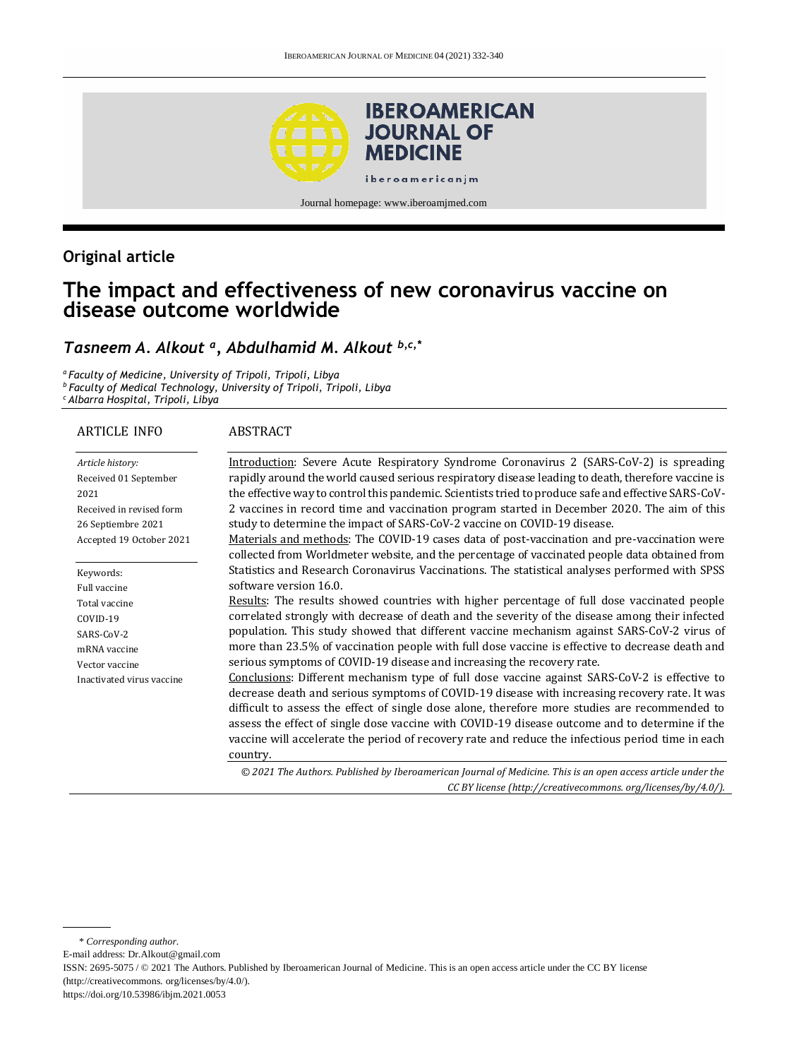Original article

# The impact and effectiveness of new coronavirus vaccine on disease outcome worldwide

*Tasneem A. Alkout [a], Abdulhamid M. Alkout [b,c,*]*

[a] *Faculty of Medicine, University of Tripoli, Tripoli, Libya*
[b] *Faculty of Medical Technology, University of Tripoli, Tripoli, Libya*
[c] *Albarra Hospital, Tripoli, Libya*

## ARTICLE INFO

*Article history:*
Received 01 September 2021
Received in revised form 26 Septiembre 2021
Accepted 19 October 2021

Keywords:
Full vaccine
Total vaccine
COVID-19
SARS-CoV-2
mRNA vaccine
Vector vaccine
Inactivated virus vaccine

## ABSTRACT

Introduction: Severe Acute Respiratory Syndrome Coronavirus 2 (SARS-CoV-2) is spreading rapidly around the world caused serious respiratory disease leading to death, therefore vaccine is the effective way to control this pandemic. Scientists tried to produce safe and effective SARS-CoV-2 vaccines in record time and vaccination program started in December 2020. The aim of this study to determine the impact of SARS-CoV-2 vaccine on COVID-19 disease.

Materials and methods: The COVID-19 cases data of post-vaccination and pre-vaccination were collected from Worldmeter website, and the percentage of vaccinated people data obtained from Statistics and Research Coronavirus Vaccinations. The statistical analyses performed with SPSS software version 16.0.

Results: The results showed countries with higher percentage of full dose vaccinated people correlated strongly with decrease of death and the severity of the disease among their infected population. This study showed that different vaccine mechanism against SARS-CoV-2 virus of more than 23.5% of vaccination people with full dose vaccine is effective to decrease death and serious symptoms of COVID-19 disease and increasing the recovery rate.

Conclusions: Different mechanism type of full dose vaccine against SARS-CoV-2 is effective to decrease death and serious symptoms of COVID-19 disease with increasing recovery rate. It was difficult to assess the effect of single dose alone, therefore more studies are recommended to assess the effect of single dose vaccine with COVID-19 disease outcome and to determine if the vaccine will accelerate the period of recovery rate and reduce the infectious period time in each country.

*© 2021 The Authors. Published by Iberoamerican Journal of Medicine. This is an open access article under the CC BY license (http://creativecommons. org/licenses/by/4.0/).*

\* *Corresponding author.*
E-mail address: Dr.Alkout@gmail.com
ISSN: 2695-5075 / © 2021 The Authors. Published by Iberoamerican Journal of Medicine. This is an open access article under the CC BY license (http://creativecommons. org/licenses/by/4.0/).
https://doi.org/10.53986/ibjm.2021.0053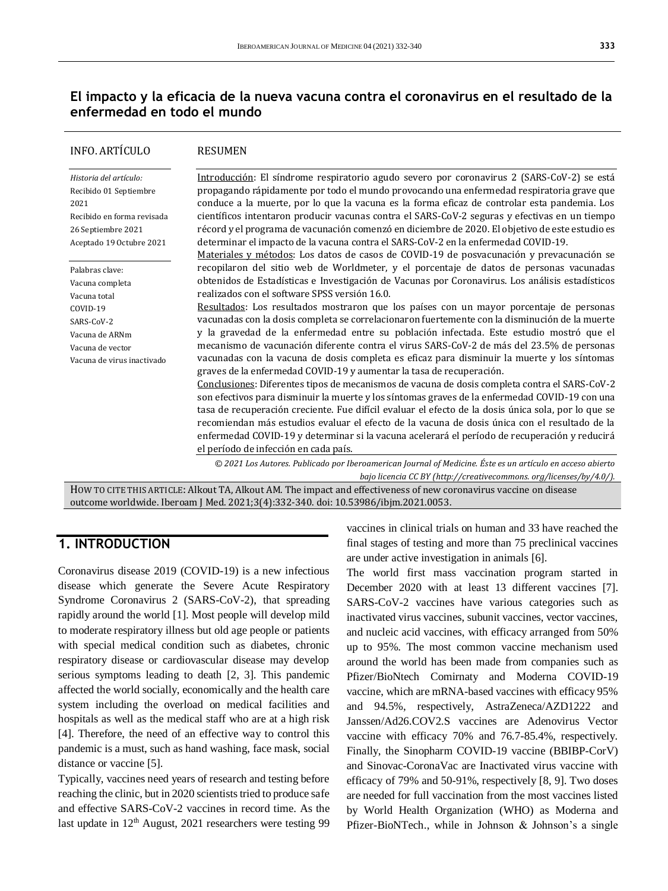## El impacto y la eficacia de la nueva vacuna contra el coronavirus en el resultado de la enfermedad en todo el mundo

**INFO. ARTÍCULO**

*Historia del artículo:*
Recibido 01 Septiembre 2021
Recibido en forma revisada 26 Septiembre 2021
Aceptado 19 Octubre 2021

Palabras clave:
Vacuna completa
Vacuna total
COVID-19
SARS-CoV-2
Vacuna de ARNm
Vacuna de vector
Vacuna de virus inactivado

**RESUMEN**

Introducción: El síndrome respiratorio agudo severo por coronavirus 2 (SARS-CoV-2) se está propagando rápidamente por todo el mundo provocando una enfermedad respiratoria grave que conduce a la muerte, por lo que la vacuna es la forma eficaz de controlar esta pandemia. Los científicos intentaron producir vacunas contra el SARS-CoV-2 seguras y efectivas en un tiempo récord y el programa de vacunación comenzó en diciembre de 2020. El objetivo de este estudio es determinar el impacto de la vacuna contra el SARS-CoV-2 en la enfermedad COVID-19.

Materiales y métodos: Los datos de casos de COVID-19 de posvacunación y prevacunación se recopilaron del sitio web de Worldmeter, y el porcentaje de datos de personas vacunadas obtenidos de Estadísticas e Investigación de Vacunas por Coronavirus. Los análisis estadísticos realizados con el software SPSS versión 16.0.

Resultados: Los resultados mostraron que los países con un mayor porcentaje de personas vacunadas con la dosis completa se correlacionaron fuertemente con la disminución de la muerte y la gravedad de la enfermedad entre su población infectada. Este estudio mostró que el mecanismo de vacunación diferente contra el virus SARS-CoV-2 de más del 23.5% de personas vacunadas con la vacuna de dosis completa es eficaz para disminuir la muerte y los síntomas graves de la enfermedad COVID-19 y aumentar la tasa de recuperación.

Conclusiones: Diferentes tipos de mecanismos de vacuna de dosis completa contra el SARS-CoV-2 son efectivos para disminuir la muerte y los síntomas graves de la enfermedad COVID-19 con una tasa de recuperación creciente. Fue difícil evaluar el efecto de la dosis única sola, por lo que se recomiendan más estudios evaluar el efecto de la vacuna de dosis única con el resultado de la enfermedad COVID-19 y determinar si la vacuna acelerará el período de recuperación y reducirá el período de infección en cada país.

*© 2021 Los Autores. Publicado por Iberoamerican Journal of Medicine. Éste es un artículo en acceso abierto bajo licencia CC BY (http://creativecommons. org/licenses/by/4.0/).*

HOW TO CITE THIS ARTICLE: Alkout TA, Alkout AM. The impact and effectiveness of new coronavirus vaccine on disease outcome worldwide. Iberoam J Med. 2021;3(4):332-340. doi: 10.53986/ibjm.2021.0053.

## 1. INTRODUCTION

Coronavirus disease 2019 (COVID-19) is a new infectious disease which generate the Severe Acute Respiratory Syndrome Coronavirus 2 (SARS-CoV-2), that spreading rapidly around the world [1]. Most people will develop mild to moderate respiratory illness but old age people or patients with special medical condition such as diabetes, chronic respiratory disease or cardiovascular disease may develop serious symptoms leading to death [2, 3]. This pandemic affected the world socially, economically and the health care system including the overload on medical facilities and hospitals as well as the medical staff who are at a high risk [4]. Therefore, the need of an effective way to control this pandemic is a must, such as hand washing, face mask, social distance or vaccine [5].

Typically, vaccines need years of research and testing before reaching the clinic, but in 2020 scientists tried to produce safe and effective SARS-CoV-2 vaccines in record time. As the last update in 12th August, 2021 researchers were testing 99 vaccines in clinical trials on human and 33 have reached the final stages of testing and more than 75 preclinical vaccines are under active investigation in animals [6].

The world first mass vaccination program started in December 2020 with at least 13 different vaccines [7]. SARS-CoV-2 vaccines have various categories such as inactivated virus vaccines, subunit vaccines, vector vaccines, and nucleic acid vaccines, with efficacy arranged from 50% up to 95%. The most common vaccine mechanism used around the world has been made from companies such as Pfizer/BioNtech Comirnaty and Moderna COVID-19 vaccine, which are mRNA-based vaccines with efficacy 95% and 94.5%, respectively, AstraZeneca/AZD1222 and Janssen/Ad26.COV2.S vaccines are Adenovirus Vector vaccine with efficacy 70% and 76.7-85.4%, respectively. Finally, the Sinopharm COVID-19 vaccine (BBIBP-CorV) and Sinovac-CoronaVac are Inactivated virus vaccine with efficacy of 79% and 50-91%, respectively [8, 9]. Two doses are needed for full vaccination from the most vaccines listed by World Health Organization (WHO) as Moderna and Pfizer-BioNTech., while in Johnson & Johnson's a single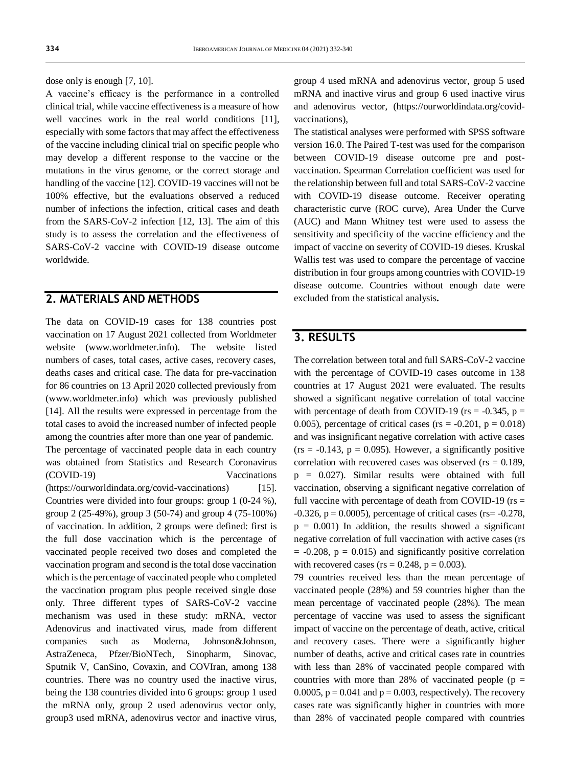dose only is enough [7, 10].

A vaccine's efficacy is the performance in a controlled clinical trial, while vaccine effectiveness is a measure of how well vaccines work in the real world conditions [11], especially with some factors that may affect the effectiveness of the vaccine including clinical trial on specific people who may develop a different response to the vaccine or the mutations in the virus genome, or the correct storage and handling of the vaccine [12]. COVID-19 vaccines will not be 100% effective, but the evaluations observed a reduced number of infections the infection, critical cases and death from the SARS-CoV-2 infection [12, 13]. The aim of this study is to assess the correlation and the effectiveness of SARS-CoV-2 vaccine with COVID-19 disease outcome worldwide.

## 2. MATERIALS AND METHODS

The data on COVID-19 cases for 138 countries post vaccination on 17 August 2021 collected from Worldmeter website (www.worldmeter.info). The website listed numbers of cases, total cases, active cases, recovery cases, deaths cases and critical case. The data for pre-vaccination for 86 countries on 13 April 2020 collected previously from (www.worldmeter.info) which was previously published [14]. All the results were expressed in percentage from the total cases to avoid the increased number of infected people among the countries after more than one year of pandemic.

The percentage of vaccinated people data in each country was obtained from Statistics and Research Coronavirus (COVID-19) Vaccinations (https://ourworldindata.org/covid-vaccinations) [15]. Countries were divided into four groups: group 1 (0-24 %), group 2 (25-49%), group 3 (50-74) and group 4 (75-100%) of vaccination. In addition, 2 groups were defined: first is the full dose vaccination which is the percentage of vaccinated people received two doses and completed the vaccination program and second is the total dose vaccination which is the percentage of vaccinated people who completed the vaccination program plus people received single dose only. Three different types of SARS-CoV-2 vaccine mechanism was used in these study: mRNA, vector Adenovirus and inactivated virus, made from different companies such as Moderna, Johnson&Johnson, AstraZeneca, Pfzer/BioNTech, Sinopharm, Sinovac, Sputnik V, CanSino, Covaxin, and COVIran, among 138 countries. There was no country used the inactive virus, being the 138 countries divided into 6 groups: group 1 used the mRNA only, group 2 used adenovirus vector only, group3 used mRNA, adenovirus vector and inactive virus, group 4 used mRNA and adenovirus vector, group 5 used mRNA and inactive virus and group 6 used inactive virus and adenovirus vector, (https://ourworldindata.org/covid-vaccinations),

The statistical analyses were performed with SPSS software version 16.0. The Paired T-test was used for the comparison between COVID-19 disease outcome pre and post-vaccination. Spearman Correlation coefficient was used for the relationship between full and total SARS-CoV-2 vaccine with COVID-19 disease outcome. Receiver operating characteristic curve (ROC curve), Area Under the Curve (AUC) and Mann Whitney test were used to assess the sensitivity and specificity of the vaccine efficiency and the impact of vaccine on severity of COVID-19 dieses. Kruskal Wallis test was used to compare the percentage of vaccine distribution in four groups among countries with COVID-19 disease outcome. Countries without enough date were excluded from the statistical analysis**.**

## 3. RESULTS

The correlation between total and full SARS-CoV-2 vaccine with the percentage of COVID-19 cases outcome in 138 countries at 17 August 2021 were evaluated. The results showed a significant negative correlation of total vaccine with percentage of death from COVID-19 ($r_s = -0.345$, $p = 0.005$), percentage of critical cases ($r_s = -0.201$, $p = 0.018$) and was insignificant negative correlation with active cases ($r_s = -0.143$, $p = 0.095$). However, a significantly positive correlation with recovered cases was observed ($r_s = 0.189$, $p = 0.027$). Similar results were obtained with full vaccination, observing a significant negative correlation of full vaccine with percentage of death from COVID-19 ($r_s = -0.326$, $p = 0.0005$), percentage of critical cases ($r_s = -0.278$, $p = 0.001$) In addition, the results showed a significant negative correlation of full vaccination with active cases ($r_s = -0.208$, $p = 0.015$) and significantly positive correlation with recovered cases ($r_s = 0.248$, $p = 0.003$).

79 countries received less than the mean percentage of vaccinated people (28%) and 59 countries higher than the mean percentage of vaccinated people (28%). The mean percentage of vaccine was used to assess the significant impact of vaccine on the percentage of death, active, critical and recovery cases. There were a significantly higher number of deaths, active and critical cases rate in countries with less than 28% of vaccinated people compared with countries with more than 28% of vaccinated people ($p = 0.0005$, $p = 0.041$ and $p = 0.003$, respectively). The recovery cases rate was significantly higher in countries with more than 28% of vaccinated people compared with countries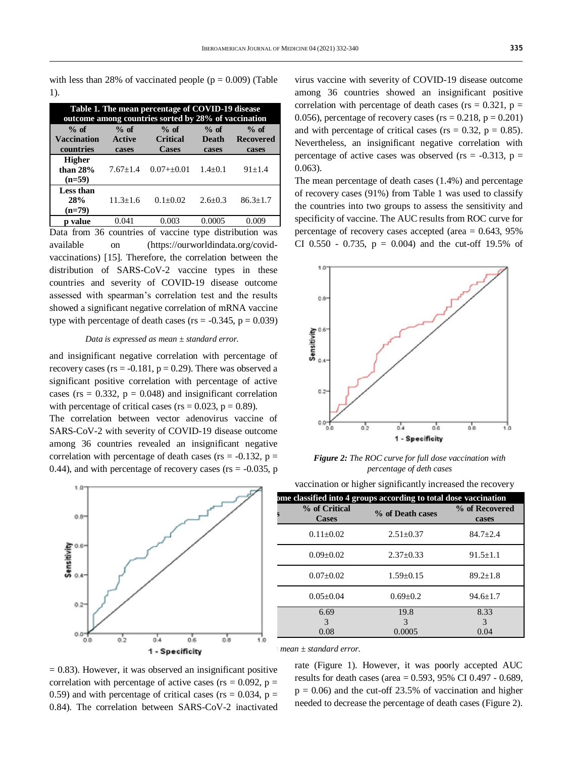with less than 28% of vaccinated people ($p = 0.009$) (Table 1).

**Table 1. The mean percentage of COVID-19 disease outcome among countries sorted by 28% of vaccination**

| % of Vaccination countries | % of Active cases | % of Critical Cases | % of Death cases | % of Recovered cases |
|---|---|---|---|---|
| Higher than 28% (n=59) | 7.67±1.4 | 0.07+±0.01 | 1.4±0.1 | 91±1.4 |
| Less than 28% (n=79) | 11.3±1.6 | 0.1±0.02 | 2.6±0.3 | 86.3±1.7 |
| p value | 0.041 | 0.003 | 0.0005 | 0.009 |

*Data is expressed as mean ± standard error.*

Data from 36 countries of vaccine type distribution was available on (https://ourworldindata.org/covid-vaccinations) [15]. Therefore, the correlation between the distribution of SARS-CoV-2 vaccine types in these countries and severity of COVID-19 disease outcome assessed with spearman's correlation test and the results showed a significant negative correlation of mRNA vaccine type with percentage of death cases ($rs = -0.345$, $p = 0.039$) and insignificant negative correlation with percentage of recovery cases ($rs = -0.181$, $p = 0.29$). There was observed a significant positive correlation with percentage of active cases ($rs = 0.332$, $p = 0.048$) and insignificant correlation with percentage of critical cases ($rs = 0.023$, $p = 0.89$).

The correlation between vector adenovirus vaccine of SARS-CoV-2 with severity of COVID-19 disease outcome among 36 countries revealed an insignificant negative correlation with percentage of death cases ($rs = -0.132$, $p = 0.44$), and with percentage of recovery cases ($rs = -0.035$, $p = 0.83$). However, it was observed an insignificant positive correlation with percentage of active cases ($rs = 0.092$, $p = 0.59$) and with percentage of critical cases ($rs = 0.034$, $p = 0.84$). The correlation between SARS-CoV-2 inactivated virus vaccine with severity of COVID-19 disease outcome among 36 countries showed an insignificant positive correlation with percentage of death cases ($rs = 0.321$, $p = 0.056$), percentage of recovery cases ($rs = 0.218$, $p = 0.201$) and with percentage of critical cases ($rs = 0.32$, $p = 0.85$). Nevertheless, an insignificant negative correlation with percentage of active cases was observed ($rs = -0.313$, $p = 0.063$).

The mean percentage of death cases (1.4%) and percentage of recovery cases (91%) from Table 1 was used to classify the countries into two groups to assess the sensitivity and specificity of vaccine. The AUC results from ROC curve for percentage of recovery cases accepted (area = 0.643, 95% CI 0.550 - 0.735, $p = 0.004$) and the cut-off 19.5% of vaccination or higher significantly increased the recovery rate (Figure 1). However, it was poorly accepted AUC results for death cases (area = 0.593, 95% CI 0.497 - 0.689, $p = 0.06$) and the cut-off 23.5% of vaccination and higher needed to decrease the percentage of death cases (Figure 2).

*Figure 2: The ROC curve for full dose vaccination with percentage of deth cases*

**...ome classified into 4 groups according to total dose vaccination**

| ...s | % of Critical Cases | % of Death cases | % of Recovered cases |
|---|---|---|---|
| | 0.11±0.02 | 2.51±0.37 | 84.7±2.4 |
| | 0.09±0.02 | 2.37±0.33 | 91.5±1.1 |
| | 0.07±0.02 | 1.59±0.15 | 89.2±1.8 |
| | 0.05±0.04 | 0.69±0.2 | 94.6±1.7 |
| | 6.69<br>3<br>0.08 | 19.8<br>3<br>0.0005 | 8.33<br>3<br>0.04 |

*... mean ± standard error.*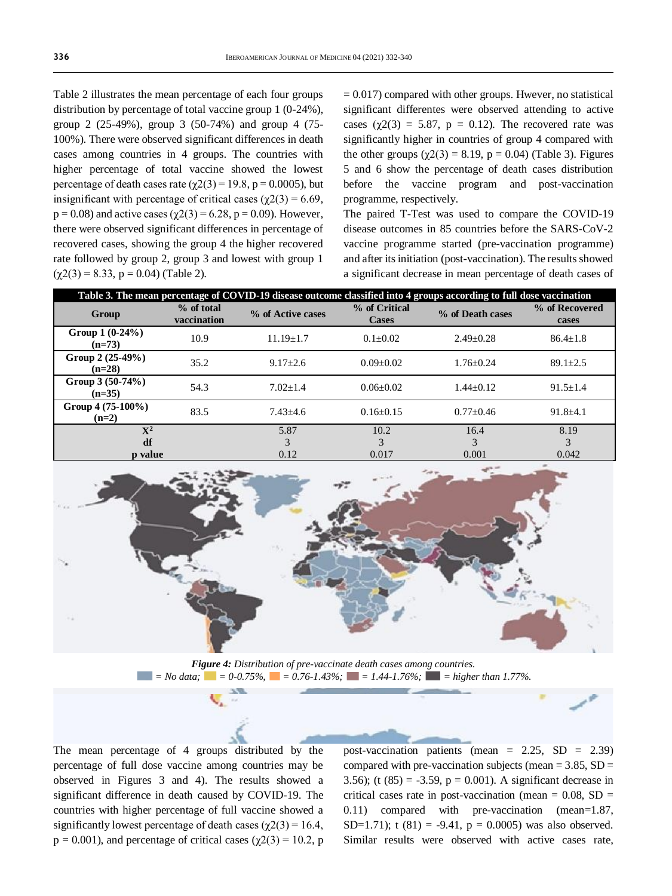Table 2 illustrates the mean percentage of each four groups distribution by percentage of total vaccine group 1 (0-24%), group 2 (25-49%), group 3 (50-74%) and group 4 (75-100%). There were observed significant differences in death cases among countries in 4 groups. The countries with higher percentage of total vaccine showed the lowest percentage of death cases rate ($\chi2(3) = 19.8$, $p = 0.0005$), but insignificant with percentage of critical cases ($\chi2(3) = 6.69$, $p = 0.08$) and active cases ($\chi2(3) = 6.28$, $p = 0.09$). However, there were observed significant differences in percentage of recovered cases, showing the group 4 the higher recovered rate followed by group 2, group 3 and lowest with group 1 ($\chi2(3) = 8.33$, $p = 0.04$) (Table 2).

The mean percentage of 4 groups distributed by the percentage of full dose vaccine among countries may be observed in Figures 3 and 4). The results showed a significant difference in death caused by COVID-19. The countries with higher percentage of full vaccine showed a significantly lowest percentage of death cases ($\chi2(3) = 16.4$, $p = 0.001$), and percentage of critical cases ($\chi2(3) = 10.2$, $p = 0.017$) compared with other groups. Hwever, no statistical significant differentes were observed attending to active cases ($\chi2(3) = 5.87$, $p = 0.12$). The recovered rate was significantly higher in countries of group 4 compared with the other groups ($\chi2(3) = 8.19$, $p = 0.04$) (Table 3). Figures 5 and 6 show the percentage of death cases distribution before the vaccine program and post-vaccination programme, respectively.

The paired T-Test was used to compare the COVID-19 disease outcomes in 85 countries before the SARS-CoV-2 vaccine programme started (pre-vaccination programme) and after its initiation (post-vaccination). The results showed a significant decrease in mean percentage of death cases of post-vaccination patients (mean = 2.25, SD = 2.39) compared with pre-vaccination subjects (mean = 3.85, SD = 3.56); (t (85) = -3.59, $p = 0.001$). A significant decrease in critical cases rate in post-vaccination (mean = 0.08, SD = 0.11) compared with pre-vaccination (mean=1.87, SD=1.71); t (81) = -9.41, $p = 0.0005$) was also observed. Similar results were observed with active cases rate,

**Table 3. The mean percentage of COVID-19 disease outcome classified into 4 groups according to full dose vaccination**

| Group | % of total vaccination | % of Active cases | % of Critical Cases | % of Death cases | % of Recovered cases |
|---|---|---|---|---|---|
| Group 1 (0-24%) (n=73) | 10.9 | 11.19±1.7 | 0.1±0.02 | 2.49±0.28 | 86.4±1.8 |
| Group 2 (25-49%) (n=28) | 35.2 | 9.17±2.6 | 0.09±0.02 | 1.76±0.24 | 89.1±2.5 |
| Group 3 (50-74%) (n=35) | 54.3 | 7.02±1.4 | 0.06±0.02 | 1.44±0.12 | 91.5±1.4 |
| Group 4 (75-100%) (n=2) | 83.5 | 7.43±4.6 | 0.16±0.15 | 0.77±0.46 | 91.8±4.1 |
| $X^2$ | | 5.87 | 10.2 | 16.4 | 8.19 |
| df | | 3 | 3 | 3 | 3 |
| p value | | 0.12 | 0.017 | 0.001 | 0.042 |

***Figure 4:*** *Distribution of pre-vaccinate death cases among countries.*
*= No data; = 0-0.75%, = 0.76-1.43%; = 1.44-1.76%; = higher than 1.77%.*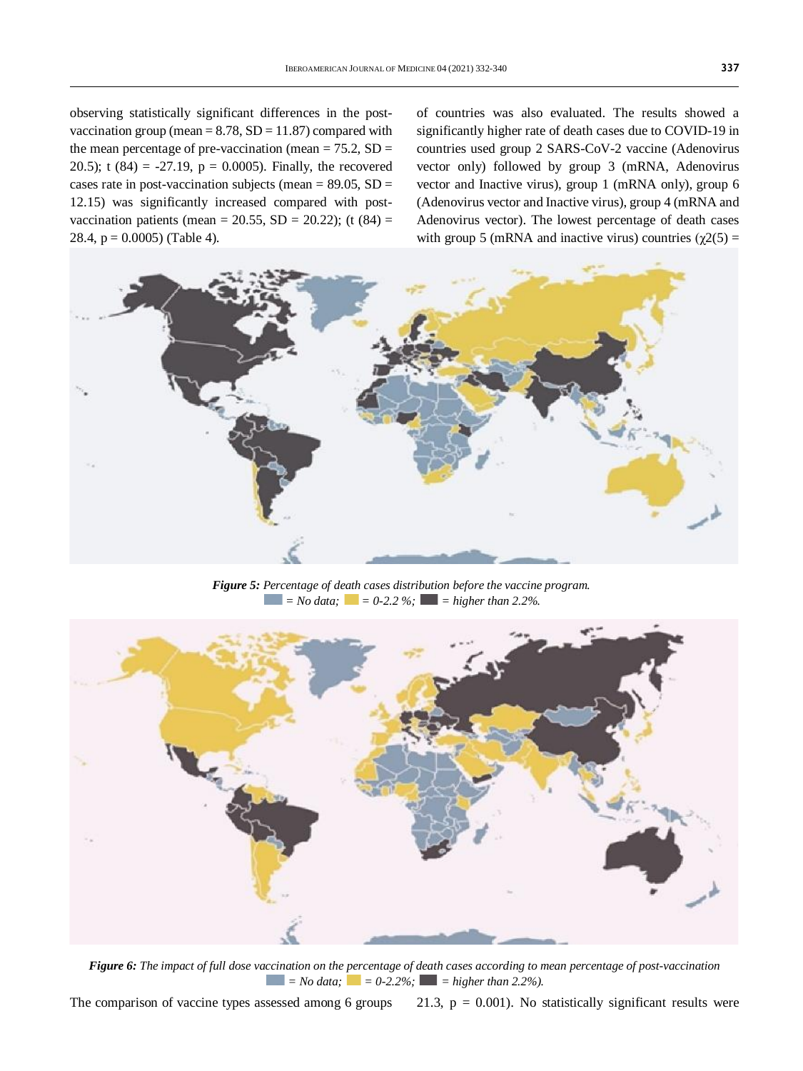observing statistically significant differences in the post-vaccination group (mean = 8.78, SD = 11.87) compared with the mean percentage of pre-vaccination (mean = 75.2, SD = 20.5); t (84) = -27.19, p = 0.0005). Finally, the recovered cases rate in post-vaccination subjects (mean = 89.05, SD = 12.15) was significantly increased compared with post-vaccination patients (mean = 20.55, SD = 20.22); (t (84) = 28.4, p = 0.0005) (Table 4).

The comparison of vaccine types assessed among 6 groups of countries was also evaluated. The results showed a significantly higher rate of death cases due to COVID-19 in countries used group 2 SARS-CoV-2 vaccine (Adenovirus vector only) followed by group 3 (mRNA, Adenovirus vector and Inactive virus), group 1 (mRNA only), group 6 (Adenovirus vector and Inactive virus), group 4 (mRNA and Adenovirus vector). The lowest percentage of death cases with group 5 (mRNA and inactive virus) countries ($\chi 2(5)$ = 21.3, p = 0.001). No statistically significant results were

***Figure 5:*** *Percentage of death cases distribution before the vaccine program.*
*= No data; = 0-2.2 %; = higher than 2.2%.*

***Figure 6:*** *The impact of full dose vaccination on the percentage of death cases according to mean percentage of post-vaccination = No data; = 0-2.2%; = higher than 2.2%).*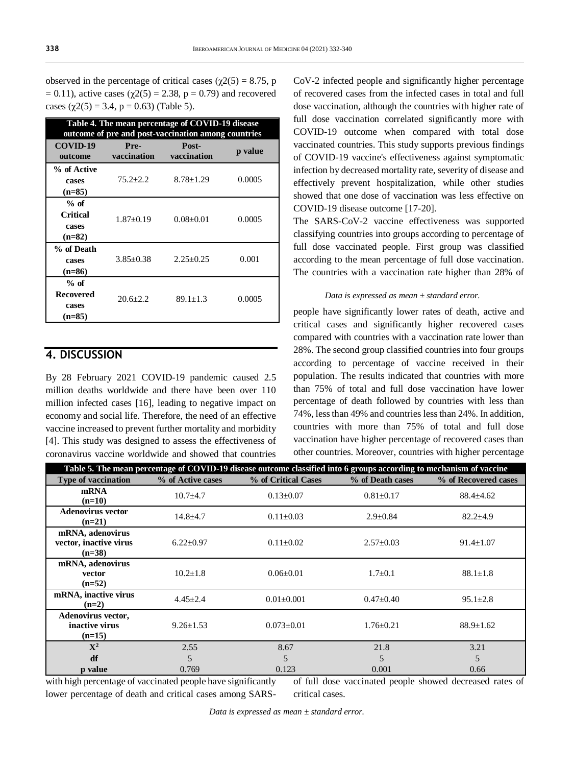observed in the percentage of critical cases ($\chi2(5) = 8.75$, $p = 0.11$), active cases ($\chi2(5) = 2.38$, $p = 0.79$) and recovered cases ($\chi2(5) = 3.4$, $p = 0.63$) (Table 5).

**Table 4. The mean percentage of COVID-19 disease outcome of pre and post-vaccination among countries**

| COVID-19 outcome | Pre-vaccination | Post-vaccination | p value |
|---|---|---|---|
| % of Active cases (n=85) | 75.2±2.2 | 8.78±1.29 | 0.0005 |
| % of Critical cases (n=82) | 1.87±0.19 | 0.08±0.01 | 0.0005 |
| % of Death cases (n=86) | 3.85±0.38 | 2.25±0.25 | 0.001 |
| % of Recovered cases (n=85) | 20.6±2.2 | 89.1±1.3 | 0.0005 |

*Data is expressed as mean ± standard error.*

## 4. DISCUSSION

By 28 February 2021 COVID-19 pandemic caused 2.5 million deaths worldwide and there have been over 110 million infected cases [16], leading to negative impact on economy and social life. Therefore, the need of an effective vaccine increased to prevent further mortality and morbidity [4]. This study was designed to assess the effectiveness of coronavirus vaccine worldwide and showed that countries with high percentage of vaccinated people have significantly lower percentage of death and critical cases among SARS-CoV-2 infected people and significantly higher percentage of recovered cases from the infected cases in total and full dose vaccination, although the countries with higher rate of full dose vaccination correlated significantly more with COVID-19 outcome when compared with total dose vaccinated countries. This study supports previous findings of COVID-19 vaccine's effectiveness against symptomatic infection by decreased mortality rate, severity of disease and effectively prevent hospitalization, while other studies showed that one dose of vaccination was less effective on COVID-19 disease outcome [17-20].

The SARS-CoV-2 vaccine effectiveness was supported classifying countries into groups according to percentage of full dose vaccinated people. First group was classified according to the mean percentage of full dose vaccination. The countries with a vaccination rate higher than 28% of people have significantly lower rates of death, active and critical cases and significantly higher recovered cases compared with countries with a vaccination rate lower than 28%. The second group classified countries into four groups according to percentage of vaccine received in their population. The results indicated that countries with more than 75% of total and full dose vaccination have lower percentage of death followed by countries with less than 74%, less than 49% and countries less than 24%. In addition, countries with more than 75% of total and full dose vaccination have higher percentage of recovered cases than other countries. Moreover, countries with higher percentage of full dose vaccinated people showed decreased rates of critical cases.

**Table 5. The mean percentage of COVID-19 disease outcome classified into 6 groups according to mechanism of vaccine**

| Type of vaccination | % of Active cases | % of Critical Cases | % of Death cases | % of Recovered cases |
|---|---|---|---|---|
| mRNA (n=10) | 10.7±4.7 | 0.13±0.07 | 0.81±0.17 | 88.4±4.62 |
| Adenovirus vector (n=21) | 14.8±4.7 | 0.11±0.03 | 2.9±0.84 | 82.2±4.9 |
| mRNA, adenovirus vector, inactive virus (n=38) | 6.22±0.97 | 0.11±0.02 | 2.57±0.03 | 91.4±1.07 |
| mRNA, adenovirus vector (n=52) | 10.2±1.8 | 0.06±0.01 | 1.7±0.1 | 88.1±1.8 |
| mRNA, inactive virus (n=2) | 4.45±2.4 | 0.01±0.001 | 0.47±0.40 | 95.1±2.8 |
| Adenovirus vector, inactive virus (n=15) | 9.26±1.53 | 0.073±0.01 | 1.76±0.21 | 88.9±1.62 |
| $X^2$ | 2.55 | 8.67 | 21.8 | 3.21 |
| df | 5 | 5 | 5 | 5 |
| p value | 0.769 | 0.123 | 0.001 | 0.66 |

*Data is expressed as mean ± standard error.*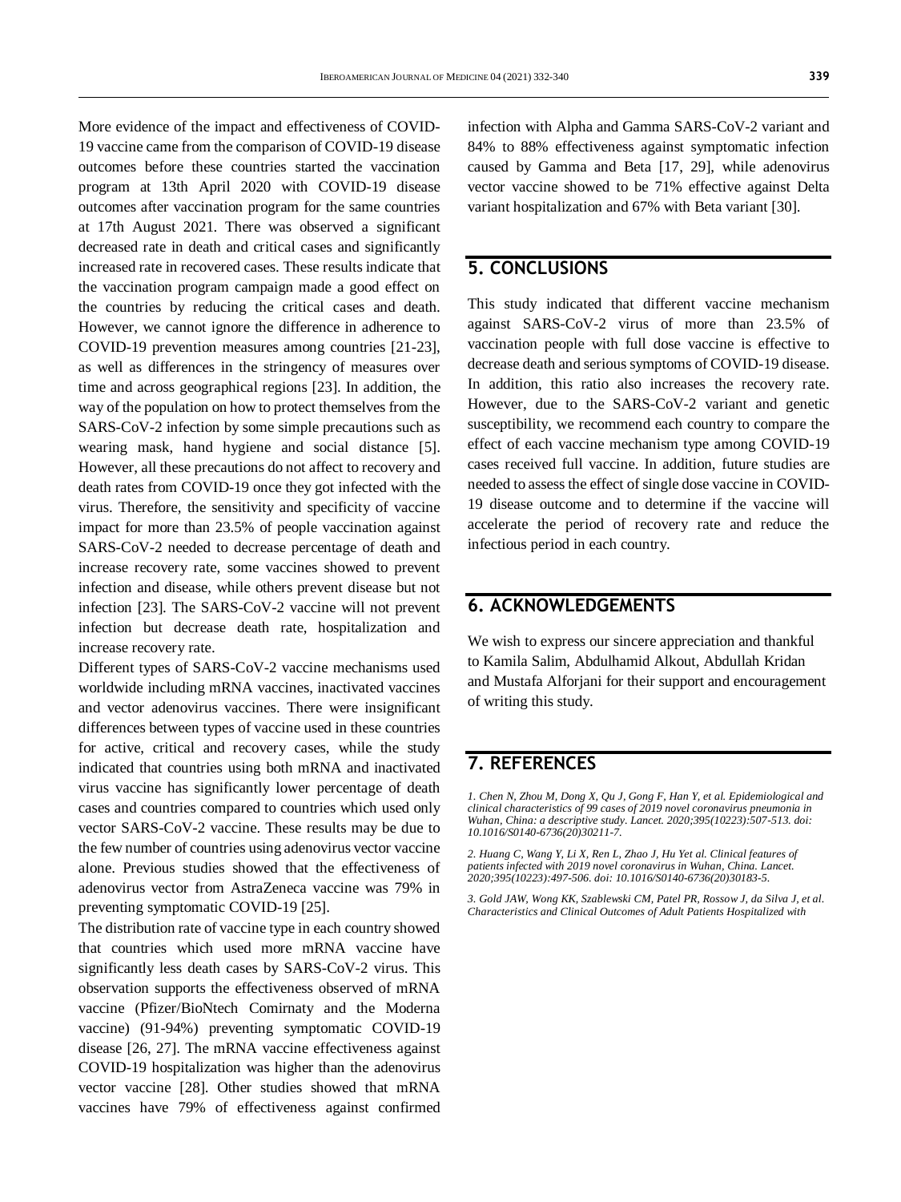More evidence of the impact and effectiveness of COVID-19 vaccine came from the comparison of COVID-19 disease outcomes before these countries started the vaccination program at 13th April 2020 with COVID-19 disease outcomes after vaccination program for the same countries at 17th August 2021. There was observed a significant decreased rate in death and critical cases and significantly increased rate in recovered cases. These results indicate that the vaccination program campaign made a good effect on the countries by reducing the critical cases and death. However, we cannot ignore the difference in adherence to COVID-19 prevention measures among countries [21-23], as well as differences in the stringency of measures over time and across geographical regions [23]. In addition, the way of the population on how to protect themselves from the SARS-CoV-2 infection by some simple precautions such as wearing mask, hand hygiene and social distance [5]. However, all these precautions do not affect to recovery and death rates from COVID-19 once they got infected with the virus. Therefore, the sensitivity and specificity of vaccine impact for more than 23.5% of people vaccination against SARS-CoV-2 needed to decrease percentage of death and increase recovery rate, some vaccines showed to prevent infection and disease, while others prevent disease but not infection [23]. The SARS-CoV-2 vaccine will not prevent infection but decrease death rate, hospitalization and increase recovery rate.

Different types of SARS-CoV-2 vaccine mechanisms used worldwide including mRNA vaccines, inactivated vaccines and vector adenovirus vaccines. There were insignificant differences between types of vaccine used in these countries for active, critical and recovery cases, while the study indicated that countries using both mRNA and inactivated virus vaccine has significantly lower percentage of death cases and countries compared to countries which used only vector SARS-CoV-2 vaccine. These results may be due to the few number of countries using adenovirus vector vaccine alone. Previous studies showed that the effectiveness of adenovirus vector from AstraZeneca vaccine was 79% in preventing symptomatic COVID-19 [25].

The distribution rate of vaccine type in each country showed that countries which used more mRNA vaccine have significantly less death cases by SARS-CoV-2 virus. This observation supports the effectiveness observed of mRNA vaccine (Pfizer/BioNtech Comirnaty and the Moderna vaccine) (91-94%) preventing symptomatic COVID-19 disease [26, 27]. The mRNA vaccine effectiveness against COVID-19 hospitalization was higher than the adenovirus vector vaccine [28]. Other studies showed that mRNA vaccines have 79% of effectiveness against confirmed infection with Alpha and Gamma SARS-CoV-2 variant and 84% to 88% effectiveness against symptomatic infection caused by Gamma and Beta [17, 29], while adenovirus vector vaccine showed to be 71% effective against Delta variant hospitalization and 67% with Beta variant [30].

## 5. CONCLUSIONS

This study indicated that different vaccine mechanism against SARS-CoV-2 virus of more than 23.5% of vaccination people with full dose vaccine is effective to decrease death and serious symptoms of COVID-19 disease. In addition, this ratio also increases the recovery rate. However, due to the SARS-CoV-2 variant and genetic susceptibility, we recommend each country to compare the effect of each vaccine mechanism type among COVID-19 cases received full vaccine. In addition, future studies are needed to assess the effect of single dose vaccine in COVID-19 disease outcome and to determine if the vaccine will accelerate the period of recovery rate and reduce the infectious period in each country.

## 6. ACKNOWLEDGEMENTS

We wish to express our sincere appreciation and thankful to Kamila Salim, Abdulhamid Alkout, Abdullah Kridan and Mustafa Alforjani for their support and encouragement of writing this study.

## 7. REFERENCES

*1. Chen N, Zhou M, Dong X, Qu J, Gong F, Han Y, et al. Epidemiological and clinical characteristics of 99 cases of 2019 novel coronavirus pneumonia in Wuhan, China: a descriptive study. Lancet. 2020;395(10223):507-513. doi: 10.1016/S0140-6736(20)30211-7.*

*2. Huang C, Wang Y, Li X, Ren L, Zhao J, Hu Yet al. Clinical features of patients infected with 2019 novel coronavirus in Wuhan, China. Lancet. 2020;395(10223):497-506. doi: 10.1016/S0140-6736(20)30183-5.*

*3. Gold JAW, Wong KK, Szablewski CM, Patel PR, Rossow J, da Silva J, et al. Characteristics and Clinical Outcomes of Adult Patients Hospitalized with*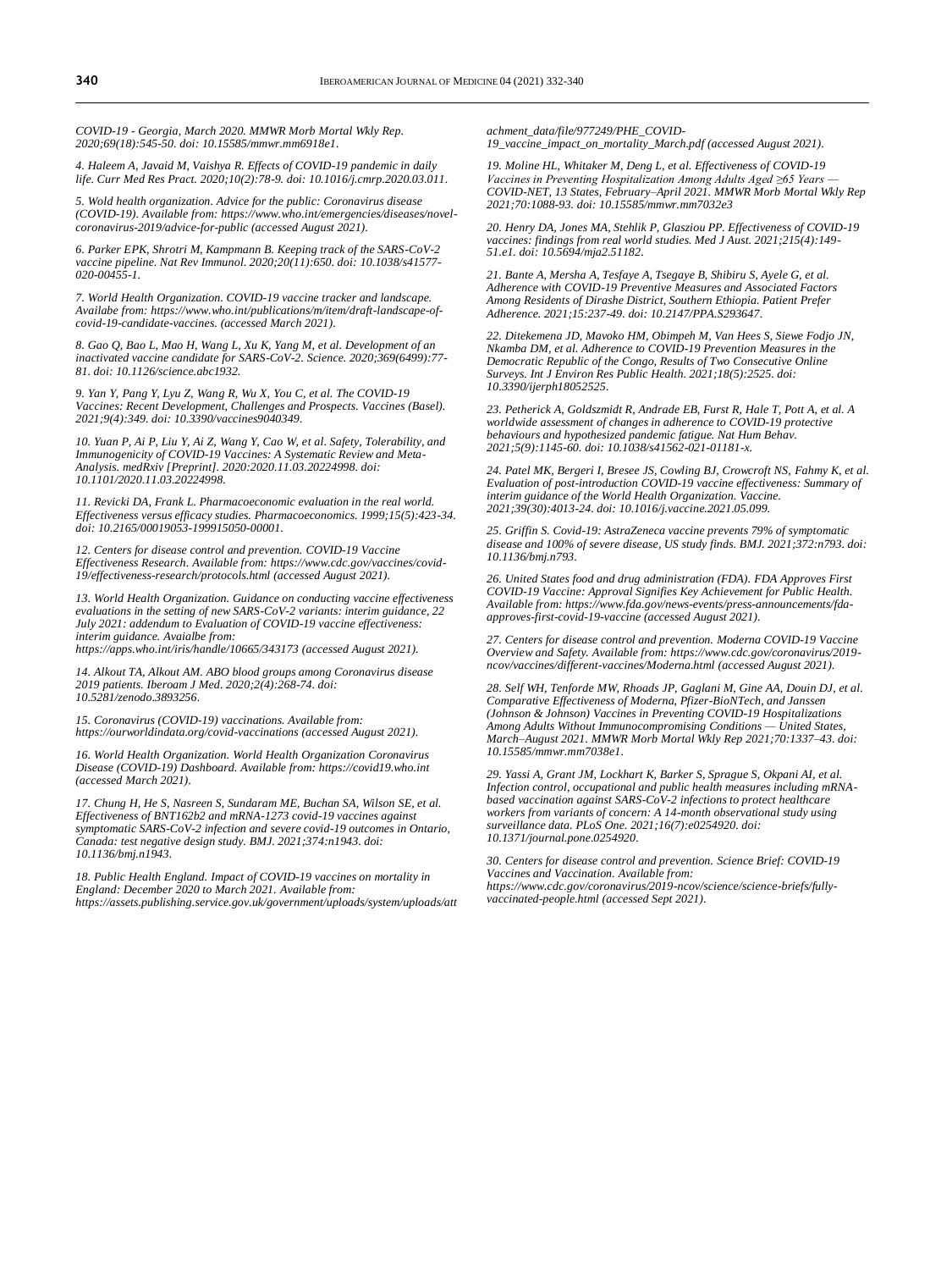COVID-19 - Georgia, March 2020. MMWR Morb Mortal Wkly Rep. 2020;69(18):545-50. doi: 10.15585/mmwr.mm6918e1.

4. Haleem A, Javaid M, Vaishya R. Effects of COVID-19 pandemic in daily life. Curr Med Res Pract. 2020;10(2):78-9. doi: 10.1016/j.cmrp.2020.03.011.

5. Wold health organization. Advice for the public: Coronavirus disease (COVID-19). Available from: https://www.who.int/emergencies/diseases/novel-coronavirus-2019/advice-for-public (accessed August 2021).

6. Parker EPK, Shrotri M, Kampmann B. Keeping track of the SARS-CoV-2 vaccine pipeline. Nat Rev Immunol. 2020;20(11):650. doi: 10.1038/s41577-020-00455-1.

7. World Health Organization. COVID-19 vaccine tracker and landscape. Availabe from: https://www.who.int/publications/m/item/draft-landscape-of-covid-19-candidate-vaccines. (accessed March 2021).

8. Gao Q, Bao L, Mao H, Wang L, Xu K, Yang M, et al. Development of an inactivated vaccine candidate for SARS-CoV-2. Science. 2020;369(6499):77-81. doi: 10.1126/science.abc1932.

9. Yan Y, Pang Y, Lyu Z, Wang R, Wu X, You C, et al. The COVID-19 Vaccines: Recent Development, Challenges and Prospects. Vaccines (Basel). 2021;9(4):349. doi: 10.3390/vaccines9040349.

10. Yuan P, Ai P, Liu Y, Ai Z, Wang Y, Cao W, et al. Safety, Tolerability, and Immunogenicity of COVID-19 Vaccines: A Systematic Review and Meta-Analysis. medRxiv [Preprint]. 2020:2020.11.03.20224998. doi: 10.1101/2020.11.03.20224998.

11. Revicki DA, Frank L. Pharmacoeconomic evaluation in the real world. Effectiveness versus efficacy studies. Pharmacoeconomics. 1999;15(5):423-34. doi: 10.2165/00019053-199915050-00001.

12. Centers for disease control and prevention. COVID-19 Vaccine Effectiveness Research. Available from: https://www.cdc.gov/vaccines/covid-19/effectiveness-research/protocols.html (accessed August 2021).

13. World Health Organization. Guidance on conducting vaccine effectiveness evaluations in the setting of new SARS-CoV-2 variants: interim guidance, 22 July 2021: addendum to Evaluation of COVID-19 vaccine effectiveness: interim guidance. Avaialbe from: https://apps.who.int/iris/handle/10665/343173 (accessed August 2021).

14. Alkout TA, Alkout AM. ABO blood groups among Coronavirus disease 2019 patients. Iberoam J Med. 2020;2(4):268-74. doi: 10.5281/zenodo.3893256.

15. Coronavirus (COVID-19) vaccinations. Available from: https://ourworldindata.org/covid-vaccinations (accessed August 2021).

16. World Health Organization. World Health Organization Coronavirus Disease (COVID-19) Dashboard. Available from: https://covid19.who.int (accessed March 2021).

17. Chung H, He S, Nasreen S, Sundaram ME, Buchan SA, Wilson SE, et al. Effectiveness of BNT162b2 and mRNA-1273 covid-19 vaccines against symptomatic SARS-CoV-2 infection and severe covid-19 outcomes in Ontario, Canada: test negative design study. BMJ. 2021;374:n1943. doi: 10.1136/bmj.n1943.

18. Public Health England. Impact of COVID-19 vaccines on mortality in England: December 2020 to March 2021. Available from: https://assets.publishing.service.gov.uk/government/uploads/system/uploads/attachment_data/file/977249/PHE_COVID-19_vaccine_impact_on_mortality_March.pdf (accessed August 2021).

19. Moline HL, Whitaker M, Deng L, et al. Effectiveness of COVID-19 Vaccines in Preventing Hospitalization Among Adults Aged ≥65 Years — COVID-NET, 13 States, February–April 2021. MMWR Morb Mortal Wkly Rep 2021;70:1088-93. doi: 10.15585/mmwr.mm7032e3

20. Henry DA, Jones MA, Stehlik P, Glasziou PP. Effectiveness of COVID-19 vaccines: findings from real world studies. Med J Aust. 2021;215(4):149-51.e1. doi: 10.5694/mja2.51182.

21. Bante A, Mersha A, Tesfaye A, Tsegaye B, Shibiru S, Ayele G, et al. Adherence with COVID-19 Preventive Measures and Associated Factors Among Residents of Dirashe District, Southern Ethiopia. Patient Prefer Adherence. 2021;15:237-49. doi: 10.2147/PPA.S293647.

22. Ditekemena JD, Mavoko HM, Obimpeh M, Van Hees S, Siewe Fodjo JN, Nkamba DM, et al. Adherence to COVID-19 Prevention Measures in the Democratic Republic of the Congo, Results of Two Consecutive Online Surveys. Int J Environ Res Public Health. 2021;18(5):2525. doi: 10.3390/ijerph18052525.

23. Petherick A, Goldszmidt R, Andrade EB, Furst R, Hale T, Pott A, et al. A worldwide assessment of changes in adherence to COVID-19 protective behaviours and hypothesized pandemic fatigue. Nat Hum Behav. 2021;5(9):1145-60. doi: 10.1038/s41562-021-01181-x.

24. Patel MK, Bergeri I, Bresee JS, Cowling BJ, Crowcroft NS, Fahmy K, et al. Evaluation of post-introduction COVID-19 vaccine effectiveness: Summary of interim guidance of the World Health Organization. Vaccine. 2021;39(30):4013-24. doi: 10.1016/j.vaccine.2021.05.099.

25. Griffin S. Covid-19: AstraZeneca vaccine prevents 79% of symptomatic disease and 100% of severe disease, US study finds. BMJ. 2021;372:n793. doi: 10.1136/bmj.n793.

26. United States food and drug administration (FDA). FDA Approves First COVID-19 Vaccine: Approval Signifies Key Achievement for Public Health. Available from: https://www.fda.gov/news-events/press-announcements/fda-approves-first-covid-19-vaccine (accessed August 2021).

27. Centers for disease control and prevention. Moderna COVID-19 Vaccine Overview and Safety. Available from: https://www.cdc.gov/coronavirus/2019-ncov/vaccines/different-vaccines/Moderna.html (accessed August 2021).

28. Self WH, Tenforde MW, Rhoads JP, Gaglani M, Gine AA, Douin DJ, et al. Comparative Effectiveness of Moderna, Pfizer-BioNTech, and Janssen (Johnson & Johnson) Vaccines in Preventing COVID-19 Hospitalizations Among Adults Without Immunocompromising Conditions — United States, March–August 2021. MMWR Morb Mortal Wkly Rep 2021;70:1337–43. doi: 10.15585/mmwr.mm7038e1.

29. Yassi A, Grant JM, Lockhart K, Barker S, Sprague S, Okpani AI, et al. Infection control, occupational and public health measures including mRNA-based vaccination against SARS-CoV-2 infections to protect healthcare workers from variants of concern: A 14-month observational study using surveillance data. PLoS One. 2021;16(7):e0254920. doi: 10.1371/journal.pone.0254920.

30. Centers for disease control and prevention. Science Brief: COVID-19 Vaccines and Vaccination. Available from: https://www.cdc.gov/coronavirus/2019-ncov/science/science-briefs/fully-vaccinated-people.html (accessed Sept 2021).